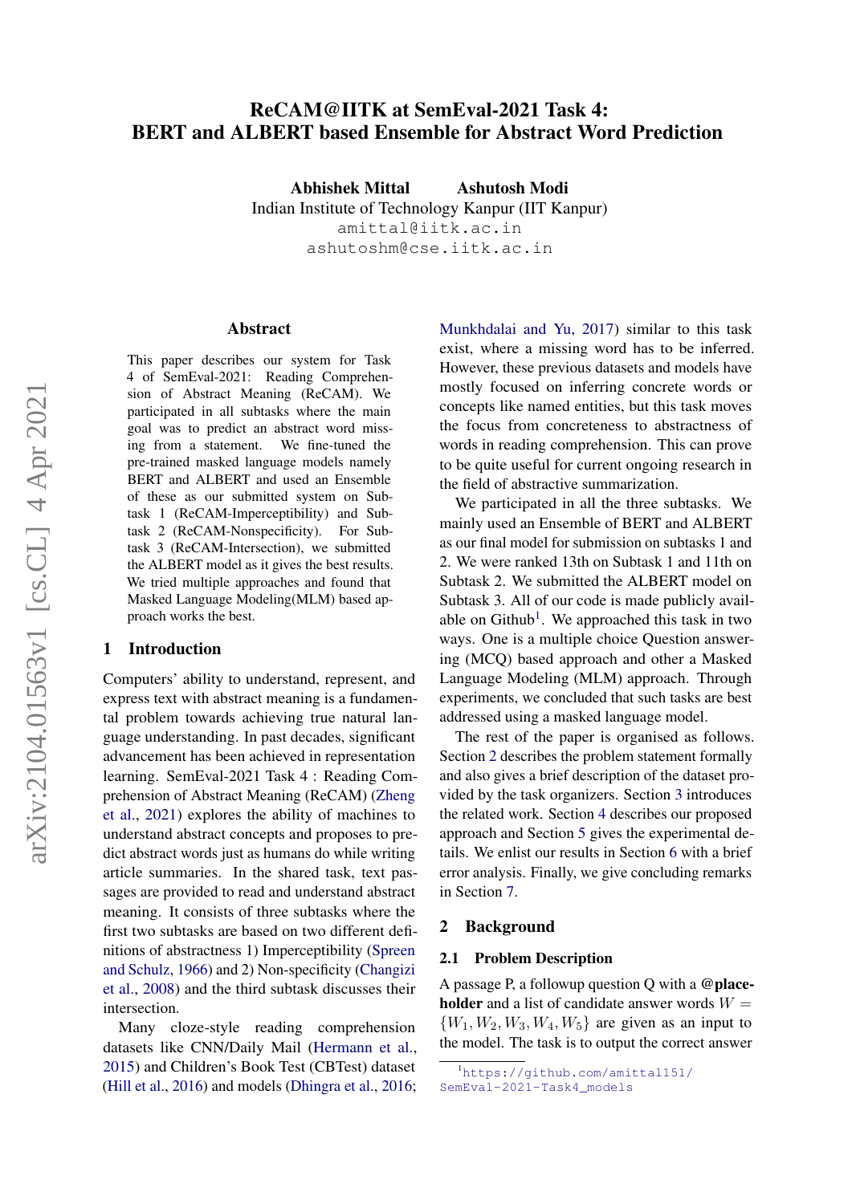# ReCAM@IITK at SemEval-2021 Task 4: BERT and ALBERT based Ensemble for Abstract Word Prediction

**Abhishek Mittal** **Ashutosh Modi**
Indian Institute of Technology Kanpur (IIT Kanpur)
amittal@iitk.ac.in
ashutoshm@cse.iitk.ac.in

## Abstract

This paper describes our system for Task 4 of SemEval-2021: Reading Comprehension of Abstract Meaning (ReCAM). We participated in all subtasks where the main goal was to predict an abstract word missing from a statement. We fine-tuned the pre-trained masked language models namely BERT and ALBERT and used an Ensemble of these as our submitted system on Subtask 1 (ReCAM-Imperceptibility) and Subtask 2 (ReCAM-Nonspecificity). For Subtask 3 (ReCAM-Intersection), we submitted the ALBERT model as it gives the best results. We tried multiple approaches and found that Masked Language Modeling(MLM) based approach works the best.

## 1 Introduction

Computers' ability to understand, represent, and express text with abstract meaning is a fundamental problem towards achieving true natural language understanding. In past decades, significant advancement has been achieved in representation learning. SemEval-2021 Task 4 : Reading Comprehension of Abstract Meaning (ReCAM) (Zheng et al., 2021) explores the ability of machines to understand abstract concepts and proposes to predict abstract words just as humans do while writing article summaries. In the shared task, text passages are provided to read and understand abstract meaning. It consists of three subtasks where the first two subtasks are based on two different definitions of abstractness 1) Imperceptibility (Spreen and Schulz, 1966) and 2) Non-specificity (Changizi et al., 2008) and the third subtask discusses their intersection.

Many cloze-style reading comprehension datasets like CNN/Daily Mail (Hermann et al., 2015) and Children's Book Test (CBTest) dataset (Hill et al., 2016) and models (Dhingra et al., 2016; Munkhdalai and Yu, 2017) similar to this task exist, where a missing word has to be inferred. However, these previous datasets and models have mostly focused on inferring concrete words or concepts like named entities, but this task moves the focus from concreteness to abstractness of words in reading comprehension. This can prove to be quite useful for current ongoing research in the field of abstractive summarization.

We participated in all the three subtasks. We mainly used an Ensemble of BERT and ALBERT as our final model for submission on subtasks 1 and 2. We were ranked 13th on Subtask 1 and 11th on Subtask 2. We submitted the ALBERT model on Subtask 3. All of our code is made publicly available on Github[1]. We approached this task in two ways. One is a multiple choice Question answering (MCQ) based approach and other a Masked Language Modeling (MLM) approach. Through experiments, we concluded that such tasks are best addressed using a masked language model.

The rest of the paper is organised as follows. Section 2 describes the problem statement formally and also gives a brief description of the dataset provided by the task organizers. Section 3 introduces the related work. Section 4 describes our proposed approach and Section 5 gives the experimental details. We enlist our results in Section 6 with a brief error analysis. Finally, we give concluding remarks in Section 7.

## 2 Background

### 2.1 Problem Description

A passage P, a followup question Q with a **@placeholder** and a list of candidate answer words $W = \{W_1, W_2, W_3, W_4, W_5\}$ are given as an input to the model. The task is to output the correct answer

[1] https://github.com/amittal151/SemEval-2021-Task4_models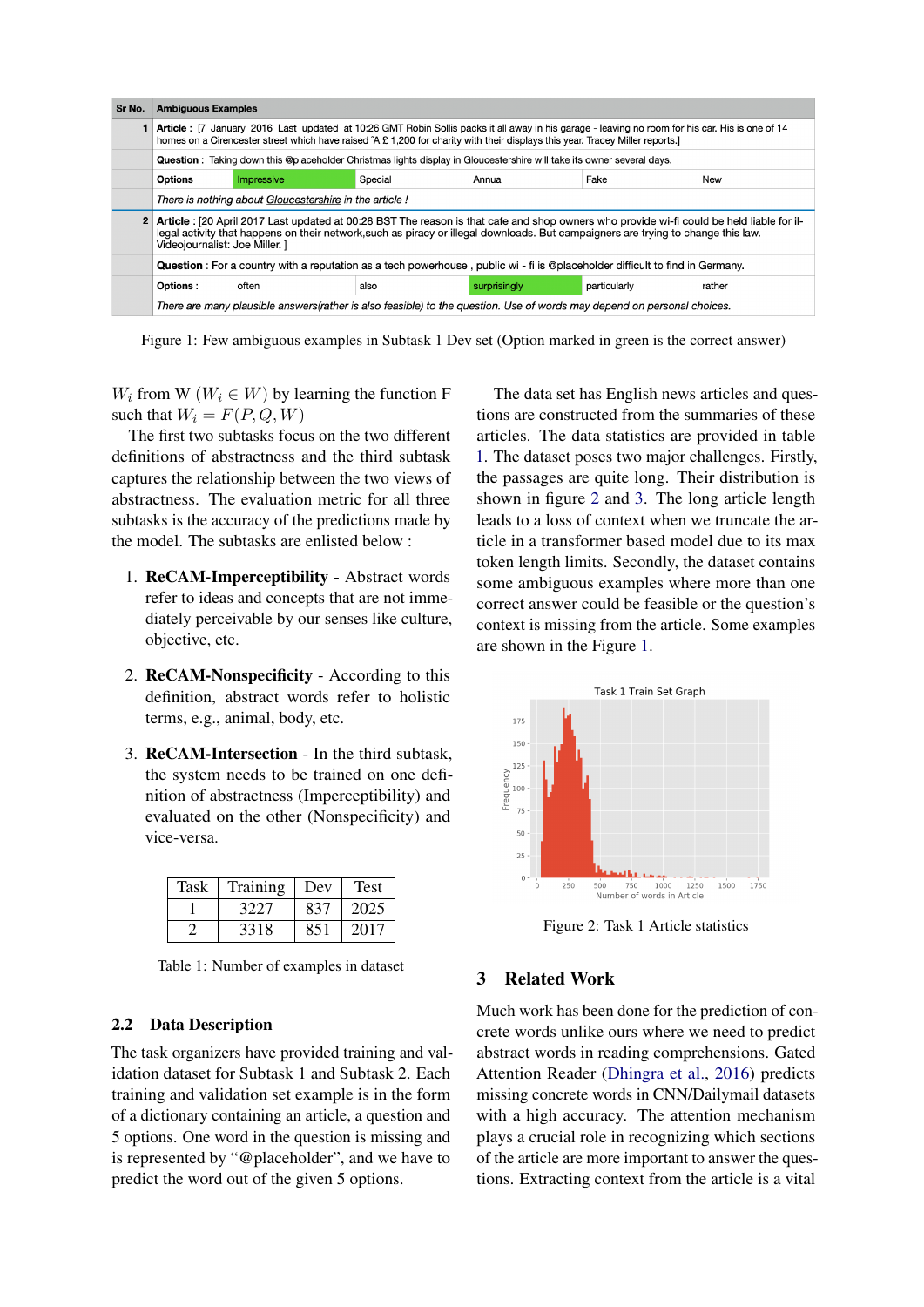| Sr No. | Ambiguous Examples | | | | |
|---|---|---|---|---|---|
| 1 | **Article :** [7 January 2016 Last updated at 10:26 GMT Robin Sollis packs it all away in his garage - leaving no room for his car. His is one of 14 homes on a Cirencester street which have raised ˆA £ 1,200 for charity with their displays this year. Tracey Miller reports.] | | | | |
| | **Question :** Taking down this @placeholder Christmas lights display in Gloucestershire will take its owner several days. | | | | |
| | **Options** | Impressive | Special | Annual | Fake | New |
| | *There is nothing about Gloucestershire in the article !* | | | | |
| 2 | **Article :** [20 April 2017 Last updated at 00:28 BST The reason is that cafe and shop owners who provide wi-fi could be held liable for illegal activity that happens on their network,such as piracy or illegal downloads. But campaigners are trying to change this law. Videojournalist: Joe Miller. ] | | | | |
| | **Question :** For a country with a reputation as a tech powerhouse , public wi - fi is @placeholder difficult to find in Germany. | | | | |
| | **Options :** | often | also | surprisingly | particularly | rather |
| | *There are many plausible answers(rather is also feasible) to the question. Use of words may depend on personal choices.* | | | | |

Figure 1: Few ambiguous examples in Subtask 1 Dev set (Option marked in green is the correct answer)

$W_i$ from W ($W_i \in W$) by learning the function F such that $W_i = F(P, Q, W)$

The first two subtasks focus on the two different definitions of abstractness and the third subtask captures the relationship between the two views of abstractness. The evaluation metric for all three subtasks is the accuracy of the predictions made by the model. The subtasks are enlisted below :

1. **ReCAM-Imperceptibility** - Abstract words refer to ideas and concepts that are not immediately perceivable by our senses like culture, objective, etc.

2. **ReCAM-Nonspecificity** - According to this definition, abstract words refer to holistic terms, e.g., animal, body, etc.

3. **ReCAM-Intersection** - In the third subtask, the system needs to be trained on one definition of abstractness (Imperceptibility) and evaluated on the other (Nonspecificity) and vice-versa.

| Task | Training | Dev | Test |
|---|---|---|---|
| 1 | 3227 | 837 | 2025 |
| 2 | 3318 | 851 | 2017 |

Table 1: Number of examples in dataset

## 2.2 Data Description

The task organizers have provided training and validation dataset for Subtask 1 and Subtask 2. Each training and validation set example is in the form of a dictionary containing an article, a question and 5 options. One word in the question is missing and is represented by "@placeholder", and we have to predict the word out of the given 5 options.

The data set has English news articles and questions are constructed from the summaries of these articles. The data statistics are provided in table 1. The dataset poses two major challenges. Firstly, the passages are quite long. Their distribution is shown in figure 2 and 3. The long article length leads to a loss of context when we truncate the article to a transformer based model due to its max token length limits. Secondly, the dataset contains some ambiguous examples where more than one correct answer could be feasible or the question's context is missing from the article. Some examples are shown in the Figure 1.

Figure 2: Task 1 Article statistics

## 3 Related Work

Much work has been done for the prediction of concrete words unlike ours where we need to predict abstract words in reading comprehensions. Gated Attention Reader (Dhingra et al., 2016) predicts missing concrete words in CNN/Dailymail datasets with a high accuracy. The attention mechanism plays a crucial role in recognizing which sections of the article are more important to answer the questions. Extracting context from the article is a vital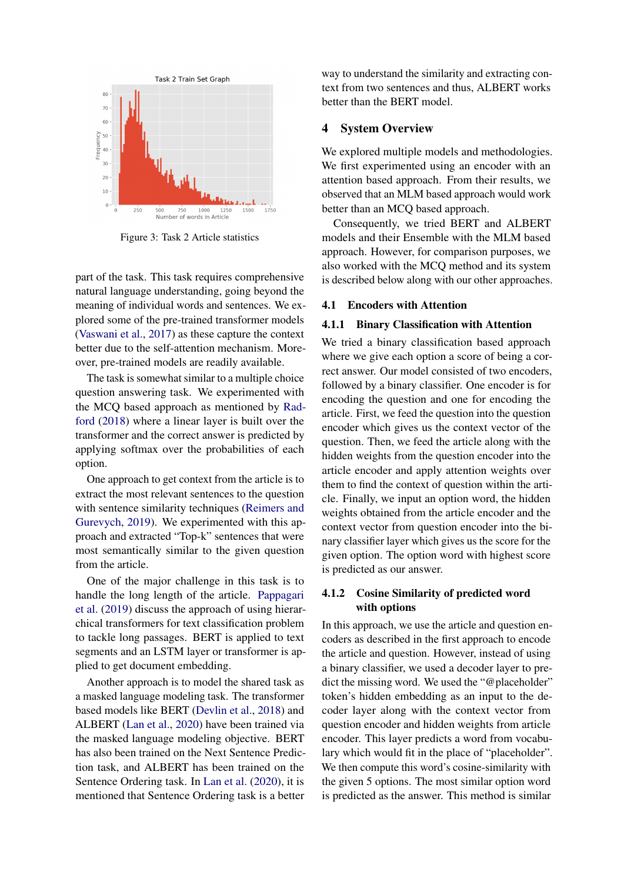Figure 3: Task 2 Article statistics

part of the task. This task requires comprehensive natural language understanding, going beyond the meaning of individual words and sentences. We explored some of the pre-trained transformer models (Vaswani et al., 2017) as these capture the context better due to the self-attention mechanism. Moreover, pre-trained models are readily available.

The task is somewhat similar to a multiple choice question answering task. We experimented with the MCQ based approach as mentioned by Radford (2018) where a linear layer is built over the transformer and the correct answer is predicted by applying softmax over the probabilities of each option.

One approach to get context from the article is to extract the most relevant sentences to the question with sentence similarity techniques (Reimers and Gurevych, 2019). We experimented with this approach and extracted "Top-k" sentences that were most semantically similar to the given question from the article.

One of the major challenge in this task is to handle the long length of the article. Pappagari et al. (2019) discuss the approach of using hierarchical transformers for text classification problem to tackle long passages. BERT is applied to text segments and an LSTM layer or transformer is applied to get document embedding.

Another approach is to model the shared task as a masked language modeling task. The transformer based models like BERT (Devlin et al., 2018) and ALBERT (Lan et al., 2020) have been trained via the masked language modeling objective. BERT has also been trained on the Next Sentence Prediction task, and ALBERT has been trained on the Sentence Ordering task. In Lan et al. (2020), it is mentioned that Sentence Ordering task is a better way to understand the similarity and extracting context from two sentences and thus, ALBERT works better than the BERT model.

# 4 System Overview

We explored multiple models and methodologies. We first experimented using an encoder with an attention based approach. From their results, we observed that an MLM based approach would work better than an MCQ based approach.

Consequently, we tried BERT and ALBERT models and their Ensemble with the MLM based approach. However, for comparison purposes, we also worked with the MCQ method and its system is described below along with our other approaches.

## 4.1 Encoders with Attention

### 4.1.1 Binary Classification with Attention

We tried a binary classification based approach where we give each option a score of being a correct answer. Our model consisted of two encoders, followed by a binary classifier. One encoder is for encoding the question and one for encoding the article. First, we feed the question into the question encoder which gives us the context vector of the question. Then, we feed the article along with the hidden weights from the question encoder into the article encoder and apply attention weights over them to find the context of question within the article. Finally, we input an option word, the hidden weights obtained from the article encoder and the context vector from question encoder into the binary classifier layer which gives us the score for the given option. The option word with highest score is predicted as our answer.

### 4.1.2 Cosine Similarity of predicted word with options

In this approach, we use the article and question encoders as described in the first approach to encode the article and question. However, instead of using a binary classifier, we used a decoder layer to predict the missing word. We used the "@placeholder" token's hidden embedding as an input to the decoder layer along with the context vector from question encoder and hidden weights from article encoder. This layer predicts a word from vocabulary which would fit in the place of "placeholder". We then compute this word's cosine-similarity with the given 5 options. The most similar option word is predicted as the answer. This method is similar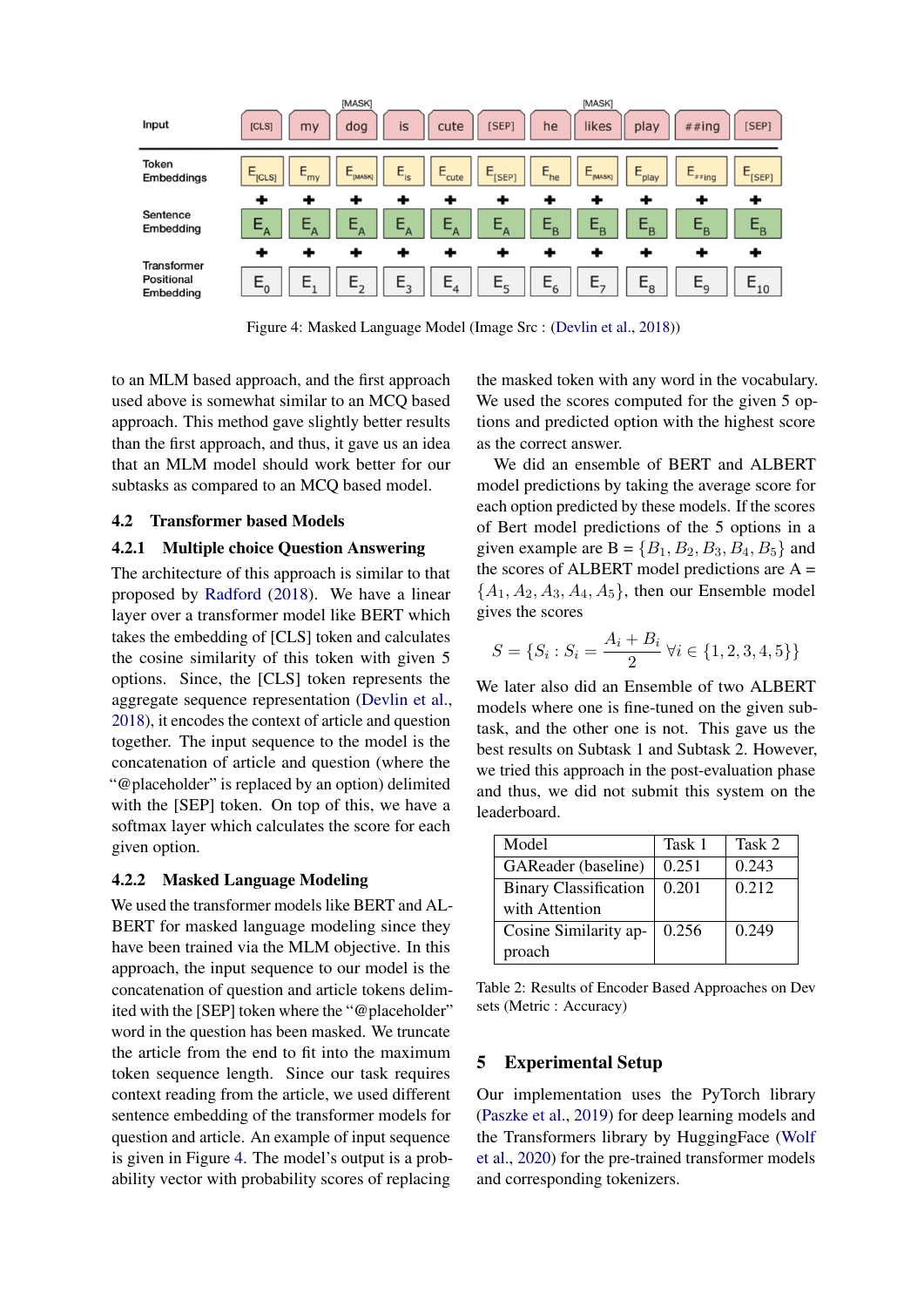Figure 4: Masked Language Model (Image Src : (Devlin et al., 2018))

to an MLM based approach, and the first approach used above is somewhat similar to an MCQ based approach. This method gave slightly better results than the first approach, and thus, it gave us an idea that an MLM model should work better for our subtasks as compared to an MCQ based model.

### 4.2 Transformer based Models

#### 4.2.1 Multiple choice Question Answering

The architecture of this approach is similar to that proposed by Radford (2018). We have a linear layer over a transformer model like BERT which takes the embedding of [CLS] token and calculates the cosine similarity of this token with given 5 options. Since, the [CLS] token represents the aggregate sequence representation (Devlin et al., 2018), it encodes the context of article and question together. The input sequence to the model is the concatenation of article and question (where the "@placeholder" is replaced by an option) delimited with the [SEP] token. On top of this, we have a softmax layer which calculates the score for each given option.

#### 4.2.2 Masked Language Modeling

We used the transformer models like BERT and ALBERT for masked language modeling since they have been trained via the MLM objective. In this approach, the input sequence to our model is the concatenation of question and article tokens delimited with the [SEP] token where the "@placeholder" word in the question has been masked. We truncate the article from the end to fit into the maximum token sequence length. Since our task requires context reading from the article, we used different sentence embedding of the transformer models for question and article. An example of input sequence is given in Figure 4. The model's output is a probability vector with probability scores of replacing the masked token with any word in the vocabulary. We used the scores computed for the given 5 options and predicted option with the highest score as the correct answer.

We did an ensemble of BERT and ALBERT model predictions by taking the average score for each option predicted by these models. If the scores of Bert model predictions of the 5 options in a given example are B = $\{B_1, B_2, B_3, B_4, B_5\}$ and the scores of ALBERT model predictions are A = $\{A_1, A_2, A_3, A_4, A_5\}$, then our Ensemble model gives the scores

$$S = \{S_i : S_i = \frac{A_i + B_i}{2} \; \forall i \in \{1, 2, 3, 4, 5\}\}$$

We later also did an Ensemble of two ALBERT models where one is fine-tuned on the given subtask, and the other one is not. This gave us the best results on Subtask 1 and Subtask 2. However, we tried this approach in the post-evaluation phase and thus, we did not submit this system on the leaderboard.

| Model | Task 1 | Task 2 |
|---|---|---|
| GAReader (baseline) | 0.251 | 0.243 |
| Binary Classification with Attention | 0.201 | 0.212 |
| Cosine Similarity approach | 0.256 | 0.249 |

Table 2: Results of Encoder Based Approaches on Dev sets (Metric : Accuracy)

## 5 Experimental Setup

Our implementation uses the PyTorch library (Paszke et al., 2019) for deep learning models and the Transformers library by HuggingFace (Wolf et al., 2020) for the pre-trained transformer models and corresponding tokenizers.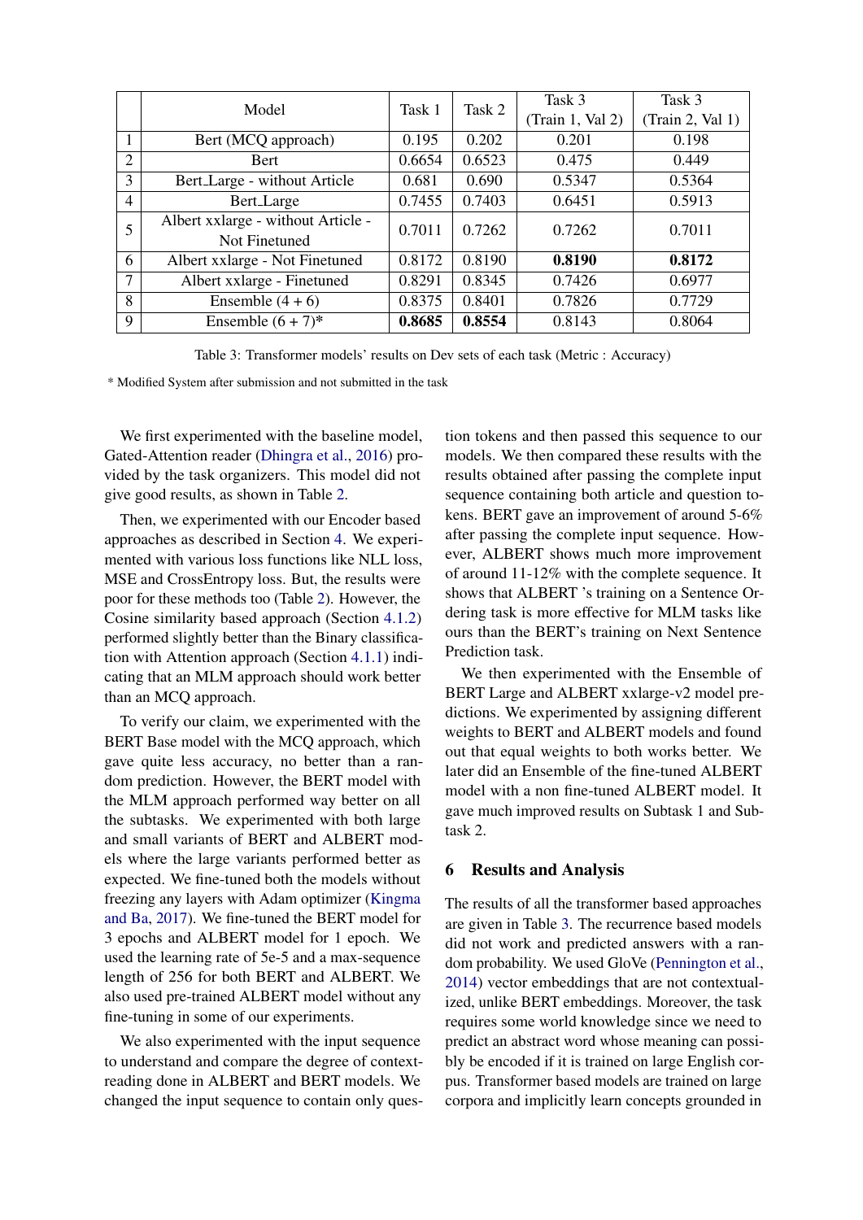|  | Model | Task 1 | Task 2 | Task 3 (Train 1, Val 2) | Task 3 (Train 2, Val 1) |
|---|---|---|---|---|---|
| 1 | Bert (MCQ approach) | 0.195 | 0.202 | 0.201 | 0.198 |
| 2 | Bert | 0.6654 | 0.6523 | 0.475 | 0.449 |
| 3 | Bert_Large - without Article | 0.681 | 0.690 | 0.5347 | 0.5364 |
| 4 | Bert_Large | 0.7455 | 0.7403 | 0.6451 | 0.5913 |
| 5 | Albert xxlarge - without Article - Not Finetuned | 0.7011 | 0.7262 | 0.7262 | 0.7011 |
| 6 | Albert xxlarge - Not Finetuned | 0.8172 | 0.8190 | **0.8190** | **0.8172** |
| 7 | Albert xxlarge - Finetuned | 0.8291 | 0.8345 | 0.7426 | 0.6977 |
| 8 | Ensemble (4 + 6) | 0.8375 | 0.8401 | 0.7826 | 0.7729 |
| 9 | Ensemble (6 + 7)* | **0.8685** | **0.8554** | 0.8143 | 0.8064 |

Table 3: Transformer models' results on Dev sets of each task (Metric : Accuracy)

\* Modified System after submission and not submitted in the task

We first experimented with the baseline model, Gated-Attention reader (Dhingra et al., 2016) provided by the task organizers. This model did not give good results, as shown in Table 2.

Then, we experimented with our Encoder based approaches as described in Section 4. We experimented with various loss functions like NLL loss, MSE and CrossEntropy loss. But, the results were poor for these methods too (Table 2). However, the Cosine similarity based approach (Section 4.1.2) performed slightly better than the Binary classification with Attention approach (Section 4.1.1) indicating that an MLM approach should work better than an MCQ approach.

To verify our claim, we experimented with the BERT Base model with the MCQ approach, which gave quite less accuracy, no better than a random prediction. However, the BERT model with the MLM approach performed way better on all the subtasks. We experimented with both large and small variants of BERT and ALBERT models where the large variants performed better as expected. We fine-tuned both the models without freezing any layers with Adam optimizer (Kingma and Ba, 2017). We fine-tuned the BERT model for 3 epochs and ALBERT model for 1 epoch. We used the learning rate of 5e-5 and a max-sequence length of 256 for both BERT and ALBERT. We also used pre-trained ALBERT model without any fine-tuning in some of our experiments.

We also experimented with the input sequence to understand and compare the degree of context-reading done in ALBERT and BERT models. We changed the input sequence to contain only question tokens and then passed this sequence to our models. We then compared these results with the results obtained after passing the complete input sequence containing both article and question tokens. BERT gave an improvement of around 5-6% after passing the complete input sequence. However, ALBERT shows much more improvement of around 11-12% with the complete sequence. It shows that ALBERT 's training on a Sentence Ordering task is more effective for MLM tasks like ours than the BERT's training on Next Sentence Prediction task.

We then experimented with the Ensemble of BERT Large and ALBERT xxlarge-v2 model predictions. We experimented by assigning different weights to BERT and ALBERT models and found out that equal weights to both works better. We later did an Ensemble of the fine-tuned ALBERT model with a non fine-tuned ALBERT model. It gave much improved results on Subtask 1 and Subtask 2.

## 6 Results and Analysis

The results of all the transformer based approaches are given in Table 3. The recurrence based models did not work and predicted answers with a random probability. We used GloVe (Pennington et al., 2014) vector embeddings that are not contextualized, unlike BERT embeddings. Moreover, the task requires some world knowledge since we need to predict an abstract word whose meaning can possibly be encoded if it is trained on large English corpus. Transformer based models are trained on large corpora and implicitly learn concepts grounded in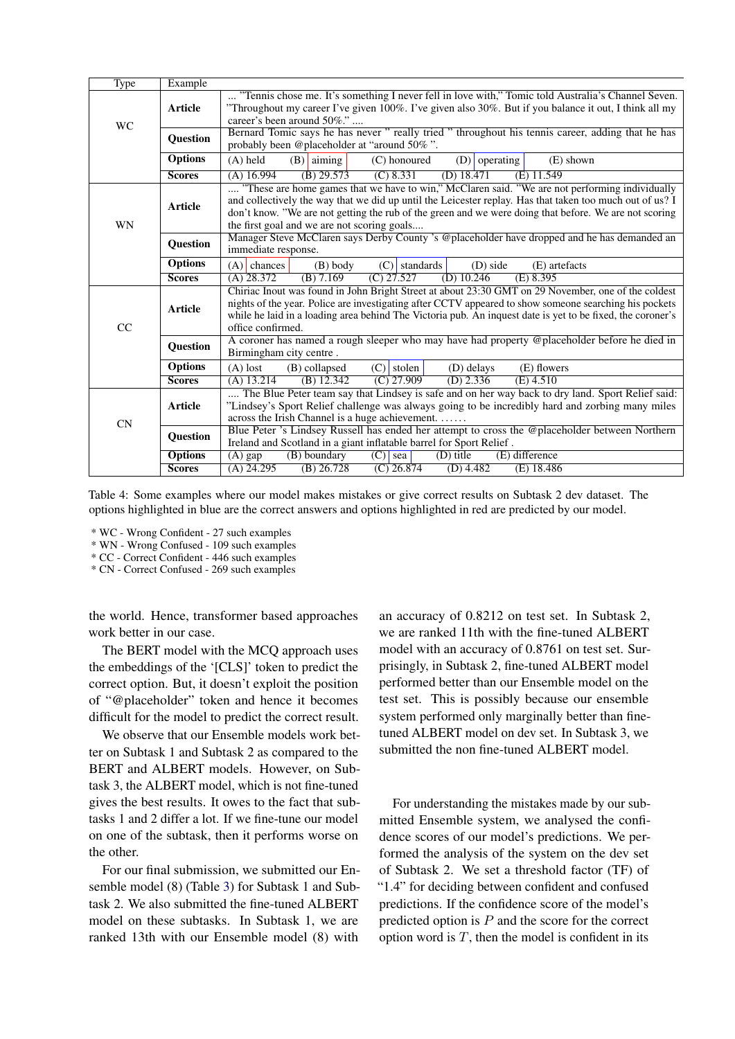| Type | Example | |
|---|---|---|
| WC | **Article** | ... "Tennis chose me. It's something I never fell in love with," Tomic told Australia's Channel Seven. "Throughout my career I've given 100%. But I've given also 30%. But if you balance it out, I think all my career's been around 50%." .... |
| | **Question** | Bernard Tomic says he has never " really tried " throughout his tennis career, adding that he has probably been @placeholder at "around 50% ". |
| | **Options** | (A) held (B) aiming (C) honoured (D) operating (E) shown |
| | **Scores** | (A) 16.994 (B) 29.573 (C) 8.331 (D) 18.471 (E) 11.549 |
| WN | **Article** | .... "These are home games that we have to win," McClaren said. "We are not performing individually and collectively the way that we did up until the Leicester replay. Has that taken too much out of us? I don't know. "We are not getting the rub of the green and we were doing that before. We are not scoring the first goal and we are not scoring goals.... |
| | **Question** | Manager Steve McClaren says Derby County 's @placeholder have dropped and he has demanded an immediate response. |
| | **Options** | (A) chances (B) body (C) standards (D) side (E) artefacts |
| | **Scores** | (A) 28.372 (B) 7.169 (C) 27.527 (D) 10.246 (E) 8.395 |
| CC | **Article** | Chiriac Inout was found in John Bright Street at about 23:30 GMT on 29 November, one of the coldest nights of the year. Police are investigating after CCTV appeared to show someone searching his pockets while he laid in a loading area behind The Victoria pub. An inquest date is yet to be fixed, the coroner's office confirmed. |
| | **Question** | A coroner has named a rough sleeper who may have had property @placeholder before he died in Birmingham city centre . |
| | **Options** | (A) lost (B) collapsed (C) stolen (D) delays (E) flowers |
| | **Scores** | (A) 13.214 (B) 12.342 (C) 27.909 (D) 2.336 (E) 4.510 |
| CN | **Article** | .... The Blue Peter team say that Lindsey is safe and on her way back to dry land. Sport Relief said: "Lindsey's Sport Relief challenge was always going to be incredibly hard and zorbing many miles across the Irish Channel is a huge achievement. ....... |
| | **Question** | Blue Peter 's Lindsey Russell has ended her attempt to cross the @placeholder between Northern Ireland and Scotland in a giant inflatable barrel for Sport Relief . |
| | **Options** | (A) gap (B) boundary (C) sea (D) title (E) difference |
| | **Scores** | (A) 24.295 (B) 26.728 (C) 26.874 (D) 4.482 (E) 18.486 |

Table 4: Some examples where our model makes mistakes or give correct results on Subtask 2 dev dataset. The options highlighted in blue are the correct answers and options highlighted in red are predicted by our model.

* WC - Wrong Confident - 27 such examples
* WN - Wrong Confused - 109 such examples
* CC - Correct Confident - 446 such examples
* CN - Correct Confused - 269 such examples

the world. Hence, transformer based approaches work better in our case.

The BERT model with the MCQ approach uses the embeddings of the '[CLS]' token to predict the correct option. But, it doesn't exploit the position of "@placeholder" token and hence it becomes difficult for the model to predict the correct result.

We observe that our Ensemble models work better on Subtask 1 and Subtask 2 as compared to the BERT and ALBERT models. However, on Subtask 3, the ALBERT model, which is not fine-tuned gives the best results. It owes to the fact that subtasks 1 and 2 differ a lot. If we fine-tune our model on one of the subtask, then it performs worse on the other.

For our final submission, we submitted our Ensemble model (8) (Table 3) for Subtask 1 and Subtask 2. We also submitted the fine-tuned ALBERT model on these subtasks. In Subtask 1, we are ranked 13th with our Ensemble model (8) with an accuracy of 0.8212 on test set. In Subtask 2, we are ranked 11th with the fine-tuned ALBERT model with an accuracy of 0.8761 on test set. Surprisingly, in Subtask 2, fine-tuned ALBERT model performed better than our Ensemble model on the test set. This is possibly because our ensemble system performed only marginally better than fine-tuned ALBERT model on dev set. In Subtask 3, we submitted the non fine-tuned ALBERT model.

For understanding the mistakes made by our submitted Ensemble system, we analysed the confidence scores of our model's predictions. We performed the analysis of the system on the dev set of Subtask 2. We set a threshold factor (TF) of "1.4" for deciding between confident and confused predictions. If the confidence score of the model's predicted option is $P$ and the score for the correct option word is $T$, then the model is confident in its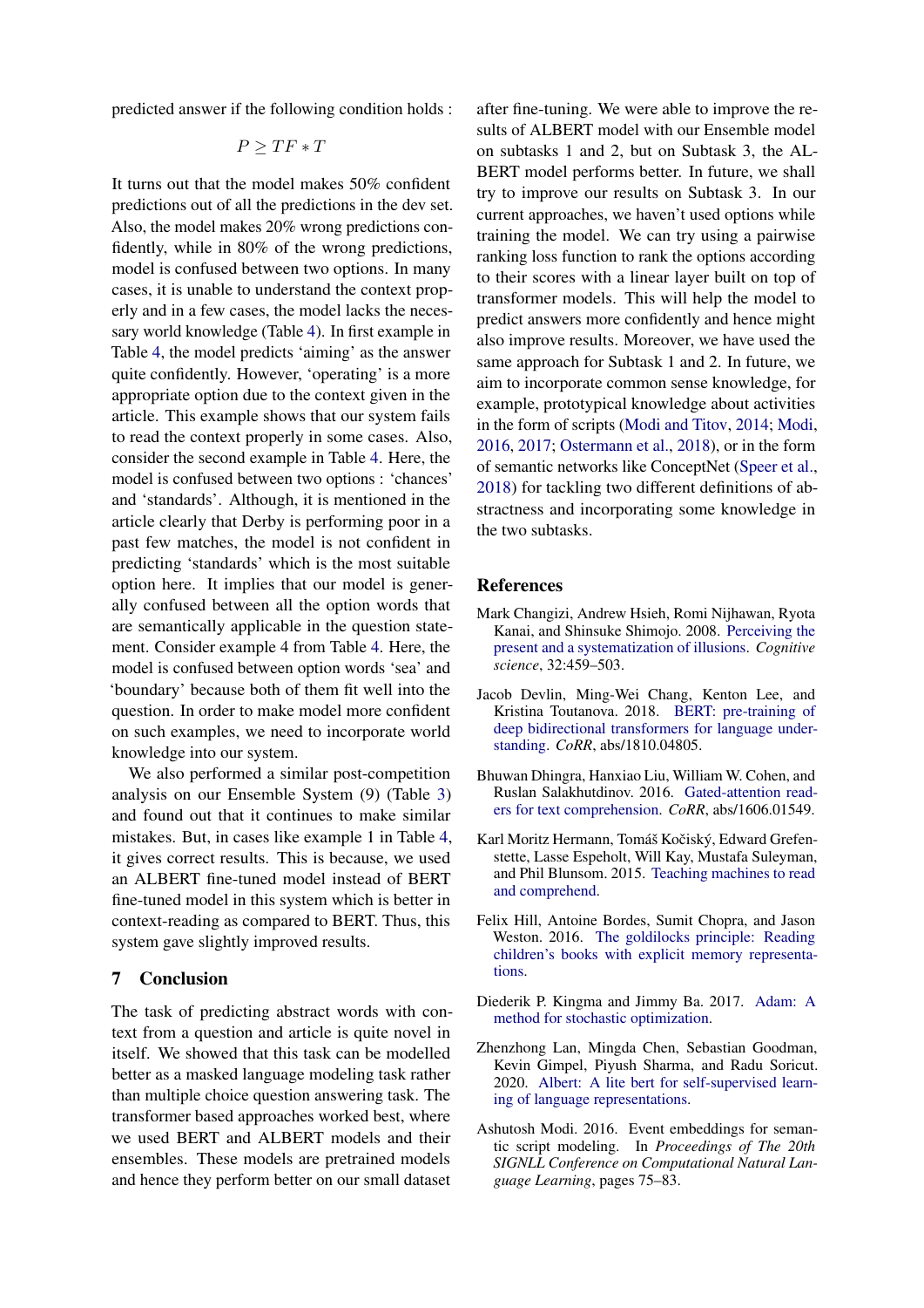predicted answer if the following condition holds :

$$P \geq TF * T$$

It turns out that the model makes 50% confident predictions out of all the predictions in the dev set. Also, the model makes 20% wrong predictions confidently, while in 80% of the wrong predictions, model is confused between two options. In many cases, it is unable to understand the context properly and in a few cases, the model lacks the necessary world knowledge (Table 4). In first example in Table 4, the model predicts 'aiming' as the answer quite confidently. However, 'operating' is a more appropriate option due to the context given in the article. This example shows that our system fails to read the context properly in some cases. Also, consider the second example in Table 4. Here, the model is confused between two options : 'chances' and 'standards'. Although, it is mentioned in the article clearly that Derby is performing poor in a past few matches, the model is not confident in predicting 'standards' which is the most suitable option here. It implies that our model is generally confused between all the option words that are semantically applicable in the question statement. Consider example 4 from Table 4. Here, the model is confused between option words 'sea' and 'boundary' because both of them fit well into the question. In order to make model more confident on such examples, we need to incorporate world knowledge into our system.

We also performed a similar post-competition analysis on our Ensemble System (9) (Table 3) and found out that it continues to make similar mistakes. But, in cases like example 1 in Table 4, it gives correct results. This is because, we used an ALBERT fine-tuned model instead of BERT fine-tuned model in this system which is better in context-reading as compared to BERT. Thus, this system gave slightly improved results.

## 7 Conclusion

The task of predicting abstract words with context from a question and article is quite novel in itself. We showed that this task can be modelled better as a masked language modeling task rather than multiple choice question answering task. The transformer based approaches worked best, where we used BERT and ALBERT models and their ensembles. These models are pretrained models and hence they perform better on our small dataset after fine-tuning. We were able to improve the results of ALBERT model with our Ensemble model on subtasks 1 and 2, but on Subtask 3, the ALBERT model performs better. In future, we shall try to improve our results on Subtask 3. In our current approaches, we haven't used options while training the model. We can try using a pairwise ranking loss function to rank the options according to their scores with a linear layer built on top of transformer models. This will help the model to predict answers more confidently and hence might also improve results. Moreover, we have used the same approach for Subtask 1 and 2. In future, we aim to incorporate common sense knowledge, for example, prototypical knowledge about activities in the form of scripts (Modi and Titov, 2014; Modi, 2016, 2017; Ostermann et al., 2018), or in the form of semantic networks like ConceptNet (Speer et al., 2018) for tackling two different definitions of abstractness and incorporating some knowledge in the two subtasks.

## References

Mark Changizi, Andrew Hsieh, Romi Nijhawan, Ryota Kanai, and Shinsuke Shimojo. 2008. Perceiving the present and a systematization of illusions. *Cognitive science*, 32:459–503.

Jacob Devlin, Ming-Wei Chang, Kenton Lee, and Kristina Toutanova. 2018. BERT: pre-training of deep bidirectional transformers for language understanding. *CoRR*, abs/1810.04805.

Bhuwan Dhingra, Hanxiao Liu, William W. Cohen, and Ruslan Salakhutdinov. 2016. Gated-attention readers for text comprehension. *CoRR*, abs/1606.01549.

Karl Moritz Hermann, Tomáš Kočiský, Edward Grefenstette, Lasse Espeholt, Will Kay, Mustafa Suleyman, and Phil Blunsom. 2015. Teaching machines to read and comprehend.

Felix Hill, Antoine Bordes, Sumit Chopra, and Jason Weston. 2016. The goldilocks principle: Reading children's books with explicit memory representations.

Diederik P. Kingma and Jimmy Ba. 2017. Adam: A method for stochastic optimization.

Zhenzhong Lan, Mingda Chen, Sebastian Goodman, Kevin Gimpel, Piyush Sharma, and Radu Soricut. 2020. Albert: A lite bert for self-supervised learning of language representations.

Ashutosh Modi. 2016. Event embeddings for semantic script modeling. In *Proceedings of The 20th SIGNLL Conference on Computational Natural Language Learning*, pages 75–83.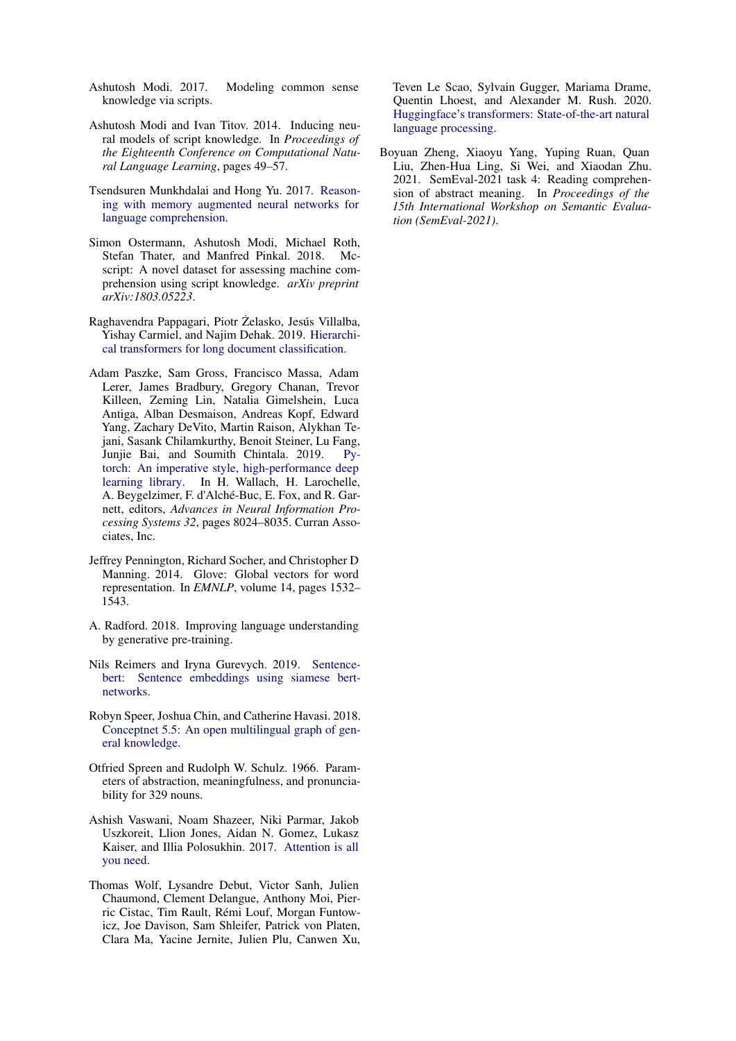Ashutosh Modi. 2017. Modeling common sense knowledge via scripts.

Ashutosh Modi and Ivan Titov. 2014. Inducing neural models of script knowledge. In *Proceedings of the Eighteenth Conference on Computational Natural Language Learning*, pages 49–57.

Tsendsuren Munkhdalai and Hong Yu. 2017. Reasoning with memory augmented neural networks for language comprehension.

Simon Ostermann, Ashutosh Modi, Michael Roth, Stefan Thater, and Manfred Pinkal. 2018. Mcscript: A novel dataset for assessing machine comprehension using script knowledge. *arXiv preprint arXiv:1803.05223*.

Raghavendra Pappagari, Piotr Żelasko, Jesús Villalba, Yishay Carmiel, and Najim Dehak. 2019. Hierarchical transformers for long document classification.

Adam Paszke, Sam Gross, Francisco Massa, Adam Lerer, James Bradbury, Gregory Chanan, Trevor Killeen, Zeming Lin, Natalia Gimelshein, Luca Antiga, Alban Desmaison, Andreas Kopf, Edward Yang, Zachary DeVito, Martin Raison, Alykhan Tejani, Sasank Chilamkurthy, Benoit Steiner, Lu Fang, Junjie Bai, and Soumith Chintala. 2019. Pytorch: An imperative style, high-performance deep learning library. In H. Wallach, H. Larochelle, A. Beygelzimer, F. d'Alché-Buc, E. Fox, and R. Garnett, editors, *Advances in Neural Information Processing Systems 32*, pages 8024–8035. Curran Associates, Inc.

Jeffrey Pennington, Richard Socher, and Christopher D Manning. 2014. Glove: Global vectors for word representation. In *EMNLP*, volume 14, pages 1532–1543.

A. Radford. 2018. Improving language understanding by generative pre-training.

Nils Reimers and Iryna Gurevych. 2019. Sentence-bert: Sentence embeddings using siamese bert-networks.

Robyn Speer, Joshua Chin, and Catherine Havasi. 2018. Conceptnet 5.5: An open multilingual graph of general knowledge.

Otfried Spreen and Rudolph W. Schulz. 1966. Parameters of abstraction, meaningfulness, and pronunciability for 329 nouns.

Ashish Vaswani, Noam Shazeer, Niki Parmar, Jakob Uszkoreit, Llion Jones, Aidan N. Gomez, Lukasz Kaiser, and Illia Polosukhin. 2017. Attention is all you need.

Thomas Wolf, Lysandre Debut, Victor Sanh, Julien Chaumond, Clement Delangue, Anthony Moi, Pierric Cistac, Tim Rault, Rémi Louf, Morgan Funtowicz, Joe Davison, Sam Shleifer, Patrick von Platen, Clara Ma, Yacine Jernite, Julien Plu, Canwen Xu, Teven Le Scao, Sylvain Gugger, Mariama Drame, Quentin Lhoest, and Alexander M. Rush. 2020. Huggingface's transformers: State-of-the-art natural language processing.

Boyuan Zheng, Xiaoyu Yang, Yuping Ruan, Quan Liu, Zhen-Hua Ling, Si Wei, and Xiaodan Zhu. 2021. SemEval-2021 task 4: Reading comprehension of abstract meaning. In *Proceedings of the 15th International Workshop on Semantic Evaluation (SemEval-2021)*.